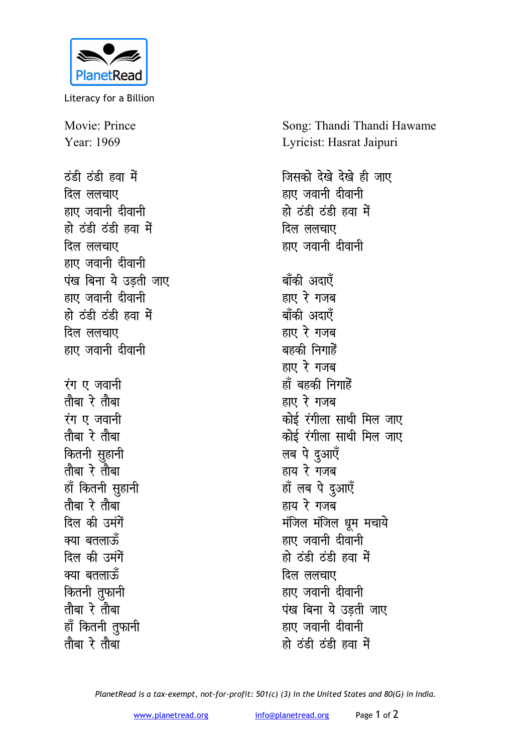PlanetRead

Literacy for a Billion

Movie: Prince
Year: 1969

Song: Thandi Thandi Hawame
Lyricist: Hasrat Jaipuri

ठंडी ठंडी हवा में
दिल ललचाए
हाए जवानी दीवानी
हो ठंडी ठंडी हवा में
दिल ललचाए
हाए जवानी दीवानी
पंख बिना ये उड़ती जाए
हाए जवानी दीवानी
हो ठंडी ठंडी हवा में
दिल ललचाए
हाए जवानी दीवानी

रंग ए जवानी
तौबा रे तौबा
रंग ए जवानी
तौबा रे तौबा
कितनी सुहानी
तौबा रे तौबा
हाँ कितनी सुहानी
तौबा रे तौबा
दिल की उमंगें
क्या बतलाऊँ
दिल की उमंगें
क्या बतलाऊँ
कितनी तुफानी
तौबा रे तौबा
हाँ कितनी तुफानी
तौबा रे तौबा

जिसको देखे देखे ही जाए
हाए जवानी दीवानी
हो ठंडी ठंडी हवा में
दिल ललचाए
हाए जवानी दीवानी

बाँकी अदाएँ
हाए रे गजब
बाँकी अदाएँ
हाए रे गजब
बहकी निगाहें
हाए रे गजब
हाँ बहकी निगाहें
हाए रे गजब
कोई रंगीला साथी मिल जाए
कोई रंगीला साथी मिल जाए
लब पे दुआएँ
हाय रे गजब
हाँ लब पे दुआएँ
हाय रे गजब
मंजिल मंजिल धूम मचाये
हाए जवानी दीवानी
हो ठंडी ठंडी हवा में
दिल ललचाए
हाए जवानी दीवानी
पंख बिना ये उड़ती जाए
हाए जवानी दीवानी
हो ठंडी ठंडी हवा में

*PlanetRead is a tax-exempt, not-for-profit: 501(c) (3) in the United States and 80(G) in India.*

www.planetread.org info@planetread.org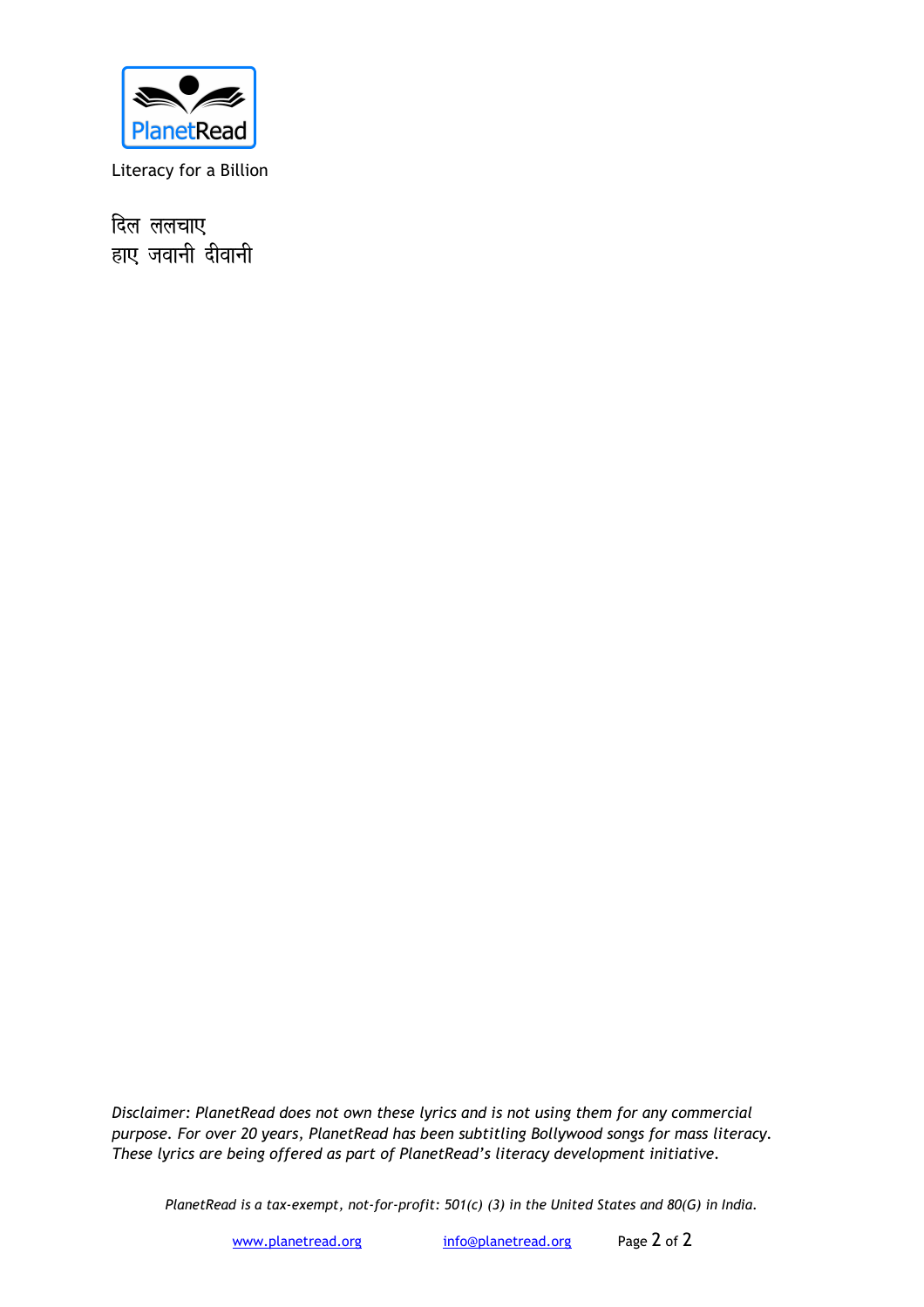PlanetRead

Literacy for a Billion

दिल ललचाए
हाए जवानी दीवानी

*Disclaimer: PlanetRead does not own these lyrics and is not using them for any commercial purpose. For over 20 years, PlanetRead has been subtitling Bollywood songs for mass literacy. These lyrics are being offered as part of PlanetRead's literacy development initiative.*

*PlanetRead is a tax-exempt, not-for-profit: 501(c) (3) in the United States and 80(G) in India.*

www.planetread.org info@planetread.org